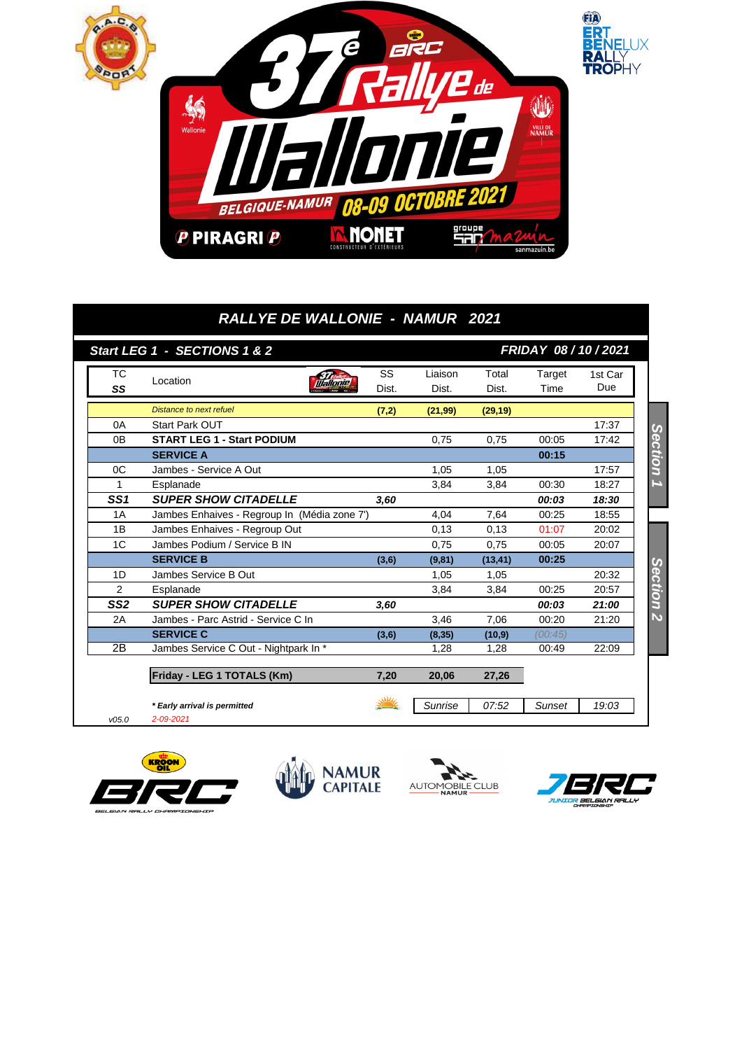# RALLYE DE WALLONIE - NAMUR 2021

## Start LEG 1 - SECTIONS 1 & 2 — FRIDAY 08 / 10 / 2021

| TC / SS | Location | SS Dist. | Liaison Dist. | Total Dist. | Target Time | 1st Car Due | |
|---|---|---|---|---|---|---|---|
| | *Distance to next refuel* | **(7,2)** | **(21,99)** | **(29,19)** | | | |
| 0A | Start Park OUT | | | | | 17:37 | Section 1 |
| 0B | **START LEG 1 - Start PODIUM** | | 0,75 | 0,75 | 00:05 | 17:42 | |
| | **SERVICE A** | | | | **00:15** | | |
| 0C | Jambes - Service A Out | | 1,05 | 1,05 | | 17:57 | |
| 1 | Esplanade | | 3,84 | 3,84 | 00:30 | 18:27 | |
| ***SS1*** | ***SUPER SHOW CITADELLE*** | ***3,60*** | | | ***00:03*** | ***18:30*** | |
| 1A | Jambes Enhaives - Regroup In (Média zone 7') | | 4,04 | 7,64 | 00:25 | 18:55 | |
| 1B | Jambes Enhaives - Regroup Out | | 0,13 | 0,13 | 01:07 | 20:02 | |
| 1C | Jambes Podium / Service B IN | | 0,75 | 0,75 | 00:05 | 20:07 | |
| | **SERVICE B** | **(3,6)** | **(9,81)** | **(13,41)** | **00:25** | | |
| 1D | Jambes Service B Out | | 1,05 | 1,05 | | 20:32 | Section 2 |
| 2 | Esplanade | | 3,84 | 3,84 | 00:25 | 20:57 | |
| ***SS2*** | ***SUPER SHOW CITADELLE*** | ***3,60*** | | | ***00:03*** | ***21:00*** | |
| 2A | Jambes - Parc Astrid - Service C In | | 3,46 | 7,06 | 00:20 | 21:20 | |
| | **SERVICE C** | **(3,6)** | **(8,35)** | **(10,9)** | (00:45) | | |
| 2B | Jambes Service C Out - Nightpark In * | | 1,28 | 1,28 | 00:49 | 22:09 | |
| | **Friday - LEG 1 TOTALS (Km)** | **7,20** | **20,06** | **27,26** | | | |

***** Early arrival is permitted*

| Sunrise | 07:52 | Sunset | 19:03 |
|---|---|---|---|

v05.0 — 2-09-2021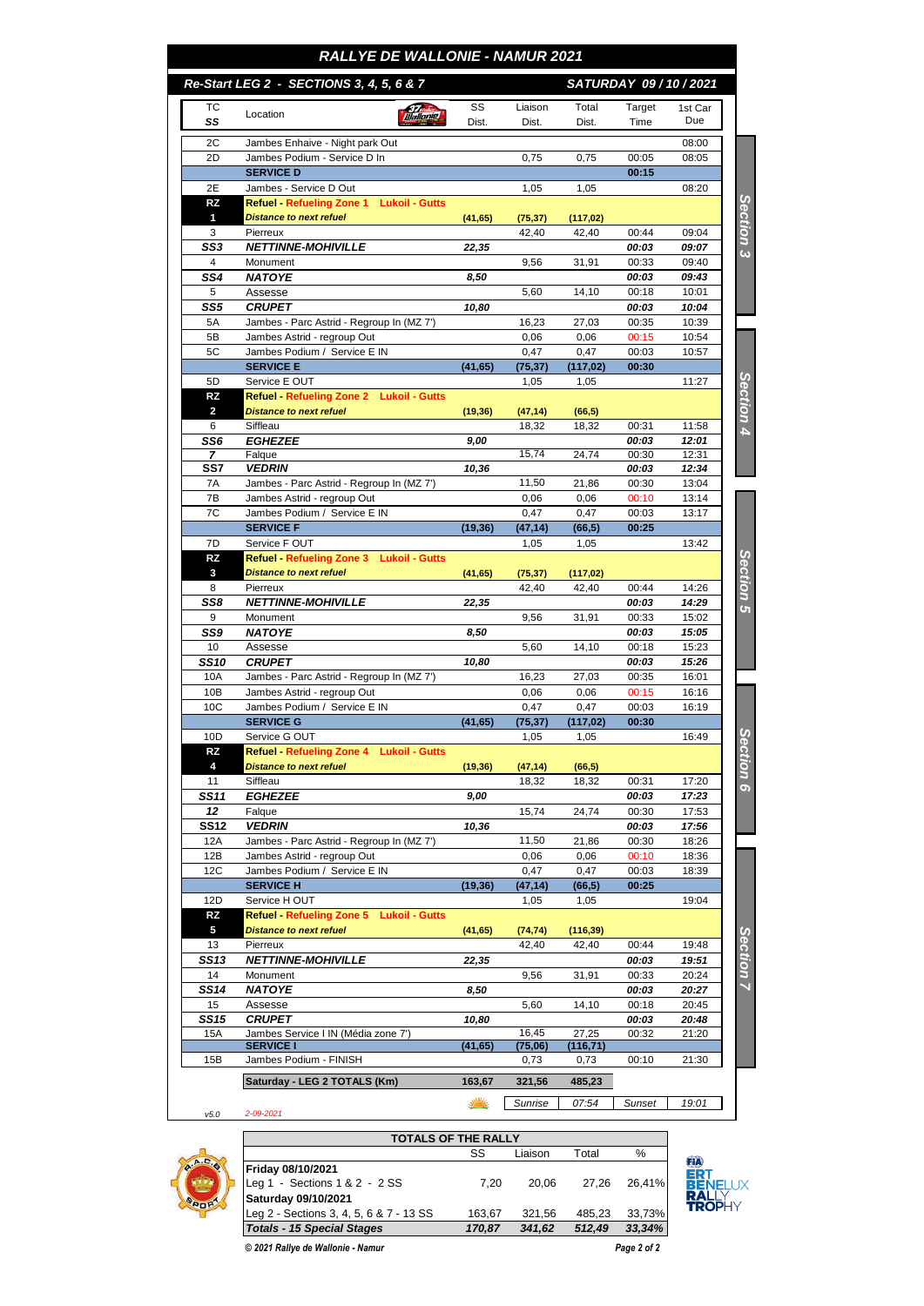# RALLYE DE WALLONIE - NAMUR 2021

## Re-Start LEG 2 - SECTIONS 3, 4, 5, 6 & 7 — SATURDAY 09 / 10 / 2021

| TC / SS | Location | SS Dist. | Liaison Dist. | Total Dist. | Target Time | 1st Car Due | Section |
|---|---|---|---|---|---|---|---|
| 2C | Jambes Enhaive - Night park Out | | | | | 08:00 | |
| 2D | Jambes Podium - Service D In | | 0,75 | 0,75 | 00:05 | 08:05 | |
| | **SERVICE D** | | | | **00:15** | | |
| 2E | Jambes - Service D Out | | 1,05 | 1,05 | | 08:20 | Section 3 |
| **RZ 1** | **Refuel - Refueling Zone 1 Lukoil - Gutts** | | | | | | Section 3 |
| | ***Distance to next refuel*** | **(41,65)** | **(75,37)** | **(117,02)** | | | Section 3 |
| 3 | Pierreux | | 42,40 | 42,40 | 00:44 | 09:04 | Section 3 |
| *SS3* | ***NETTINNE-MOHIVILLE*** | *22,35* | | | *00:03* | *09:07* | Section 3 |
| 4 | Monument | | 9,56 | 31,91 | 00:33 | 09:40 | Section 3 |
| *SS4* | ***NATOYE*** | *8,50* | | | *00:03* | *09:43* | Section 3 |
| 5 | Assesse | | 5,60 | 14,10 | 00:18 | 10:01 | Section 3 |
| *SS5* | ***CRUPET*** | *10,80* | | | *00:03* | *10:04* | Section 3 |
| 5A | Jambes - Parc Astrid - Regroup In (MZ 7') | | 16,23 | 27,03 | 00:35 | 10:39 | |
| 5B | Jambes Astrid - regroup Out | | 0,06 | 0,06 | 00:15 | 10:54 | |
| 5C | Jambes Podium / Service E IN | | 0,47 | 0,47 | 00:03 | 10:57 | |
| | **SERVICE E** | **(41,65)** | **(75,37)** | **(117,02)** | **00:30** | | |
| 5D | Service E OUT | | 1,05 | 1,05 | | 11:27 | Section 4 |
| **RZ 2** | **Refuel - Refueling Zone 2 Lukoil - Gutts** | | | | | | Section 4 |
| | ***Distance to next refuel*** | **(19,36)** | **(47,14)** | **(66,5)** | | | Section 4 |
| 6 | Siffleau | | 18,32 | 18,32 | 00:31 | 11:58 | Section 4 |
| *SS6* | ***EGHEZEE*** | *9,00* | | | *00:03* | *12:01* | Section 4 |
| *7* | Falque | | 15,74 | 24,74 | 00:30 | 12:31 | Section 4 |
| **SS7** | ***VEDRIN*** | *10,36* | | | *00:03* | *12:34* | Section 4 |
| 7A | Jambes - Parc Astrid - Regroup In (MZ 7') | | 11,50 | 21,86 | 00:30 | 13:04 | |
| 7B | Jambes Astrid - regroup Out | | 0,06 | 0,06 | 00:10 | 13:14 | |
| 7C | Jambes Podium / Service E IN | | 0,47 | 0,47 | 00:03 | 13:17 | |
| | **SERVICE F** | **(19,36)** | **(47,14)** | **(66,5)** | **00:25** | | |
| 7D | Service F OUT | | 1,05 | 1,05 | | 13:42 | Section 5 |
| **RZ 3** | **Refuel - Refueling Zone 3 Lukoil - Gutts** | | | | | | Section 5 |
| | ***Distance to next refuel*** | **(41,65)** | **(75,37)** | **(117,02)** | | | Section 5 |
| 8 | Pierreux | | 42,40 | 42,40 | 00:44 | 14:26 | Section 5 |
| *SS8* | ***NETTINNE-MOHIVILLE*** | *22,35* | | | *00:03* | *14:29* | Section 5 |
| 9 | Monument | | 9,56 | 31,91 | 00:33 | 15:02 | Section 5 |
| *SS9* | ***NATOYE*** | *8,50* | | | *00:03* | *15:05* | Section 5 |
| 10 | Assesse | | 5,60 | 14,10 | 00:18 | 15:23 | Section 5 |
| *SS10* | ***CRUPET*** | *10,80* | | | *00:03* | *15:26* | Section 5 |
| 10A | Jambes - Parc Astrid - Regroup In (MZ 7') | | 16,23 | 27,03 | 00:35 | 16:01 | |
| 10B | Jambes Astrid - regroup Out | | 0,06 | 0,06 | 00:15 | 16:16 | |
| 10C | Jambes Podium / Service E IN | | 0,47 | 0,47 | 00:03 | 16:19 | |
| | **SERVICE G** | **(41,65)** | **(75,37)** | **(117,02)** | **00:30** | | |
| 10D | Service G OUT | | 1,05 | 1,05 | | 16:49 | Section 6 |
| **RZ 4** | **Refuel - Refueling Zone 4 Lukoil - Gutts** | | | | | | Section 6 |
| | ***Distance to next refuel*** | **(19,36)** | **(47,14)** | **(66,5)** | | | Section 6 |
| 11 | Siffleau | | 18,32 | 18,32 | 00:31 | 17:20 | Section 6 |
| *SS11* | ***EGHEZEE*** | *9,00* | | | *00:03* | *17:23* | Section 6 |
| *12* | Falque | | 15,74 | 24,74 | 00:30 | 17:53 | Section 6 |
| **SS12** | ***VEDRIN*** | *10,36* | | | *00:03* | *17:56* | Section 6 |
| 12A | Jambes - Parc Astrid - Regroup In (MZ 7') | | 11,50 | 21,86 | 00:30 | 18:26 | |
| 12B | Jambes Astrid - regroup Out | | 0,06 | 0,06 | 00:10 | 18:36 | |
| 12C | Jambes Podium / Service E IN | | 0,47 | 0,47 | 00:03 | 18:39 | |
| | **SERVICE H** | **(19,36)** | **(47,14)** | **(66,5)** | **00:25** | | |
| 12D | Service H OUT | | 1,05 | 1,05 | | 19:04 | Section 7 |
| **RZ 5** | **Refuel - Refueling Zone 5 Lukoil - Gutts** | | | | | | Section 7 |
| | ***Distance to next refuel*** | **(41,65)** | **(74,74)** | **(116,39)** | | | Section 7 |
| 13 | Pierreux | | 42,40 | 42,40 | 00:44 | 19:48 | Section 7 |
| *SS13* | ***NETTINNE-MOHIVILLE*** | *22,35* | | | *00:03* | *19:51* | Section 7 |
| 14 | Monument | | 9,56 | 31,91 | 00:33 | 20:24 | Section 7 |
| *SS14* | ***NATOYE*** | *8,50* | | | *00:03* | *20:27* | Section 7 |
| 15 | Assesse | | 5,60 | 14,10 | 00:18 | 20:45 | Section 7 |
| *SS15* | ***CRUPET*** | *10,80* | | | *00:03* | *20:48* | Section 7 |
| 15A | Jambes Service I IN (Média zone 7') | | 16,45 | 27,25 | 00:32 | 21:20 | Section 7 |
| | **SERVICE I** | **(41,65)** | **(75,06)** | **(116,71)** | | | |
| 15B | Jambes Podium - FINISH | | 0,73 | 0,73 | 00:10 | 21:30 | |
| | **Saturday - LEG 2 TOTALS (Km)** | **163,67** | **321,56** | **485,23** | | | |
| | | | Sunrise | 07:54 | Sunset | 19:01 | |

v5.0 — 2-09-2021

## TOTALS OF THE RALLY

| | SS | Liaison | Total | % |
|---|---|---|---|---|
| **Friday 08/10/2021** | | | | |
| Leg 1 - Sections 1 & 2 - 2 SS | 7,20 | 20,06 | 27,26 | 26,41% |
| **Saturday 09/10/2021** | | | | |
| Leg 2 - Sections 3, 4, 5, 6 & 7 - 13 SS | 163,67 | 321,56 | 485,23 | 33,73% |
| ***Totals - 15 Special Stages*** | ***170,87*** | ***341,62*** | ***512,49*** | ***33,34%*** |

FIA ERT BENELUX RALLY TROPHY

*© 2021 Rallye de Wallonie - Namur*